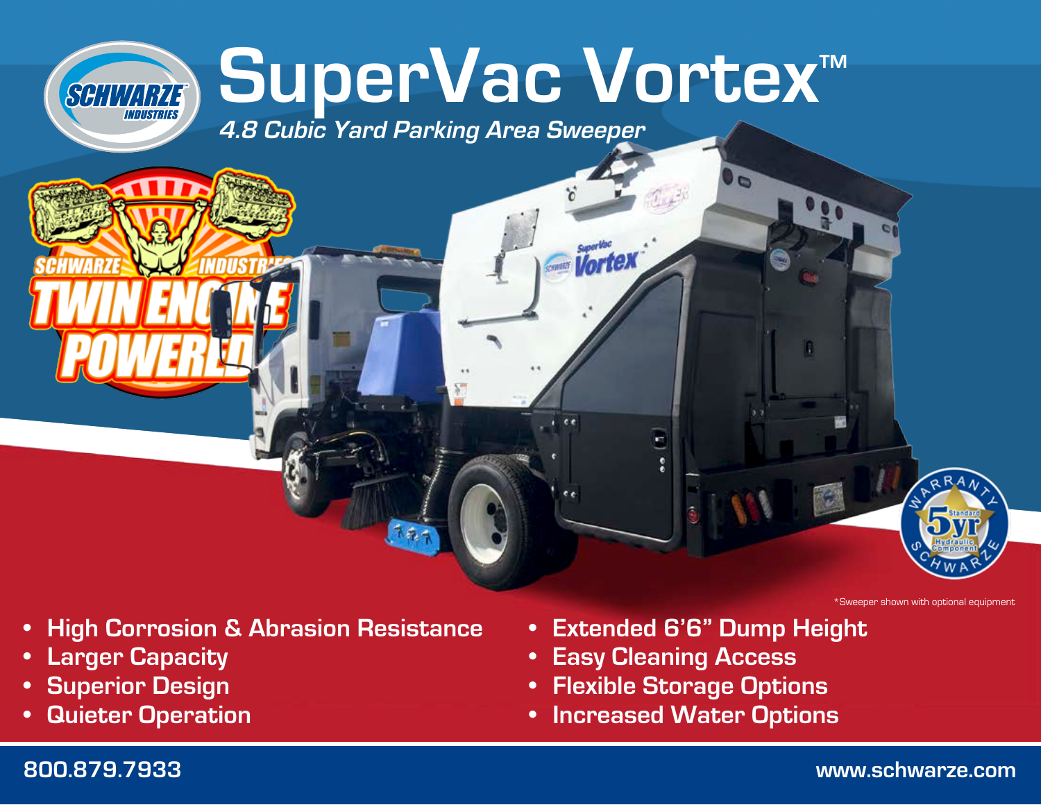# SuperVac Vortex™

*4.8 Cubic Yard Parking Area Sweeper*

SCHWARZE INDUSTRIES TWIN ENGINE POWERED

Warranty Schwarze 5yr Standard Hydraulic Component

*Sweeper shown with optional equipment

- **High Corrosion & Abrasion Resistance**
- **Larger Capacity**
- **Superior Design**
- **Quieter Operation**
- **Extended 6'6" Dump Height**
- **Easy Cleaning Access**
- **Flexible Storage Options**
- **Increased Water Options**

**800.879.7933**

**www.schwarze.com**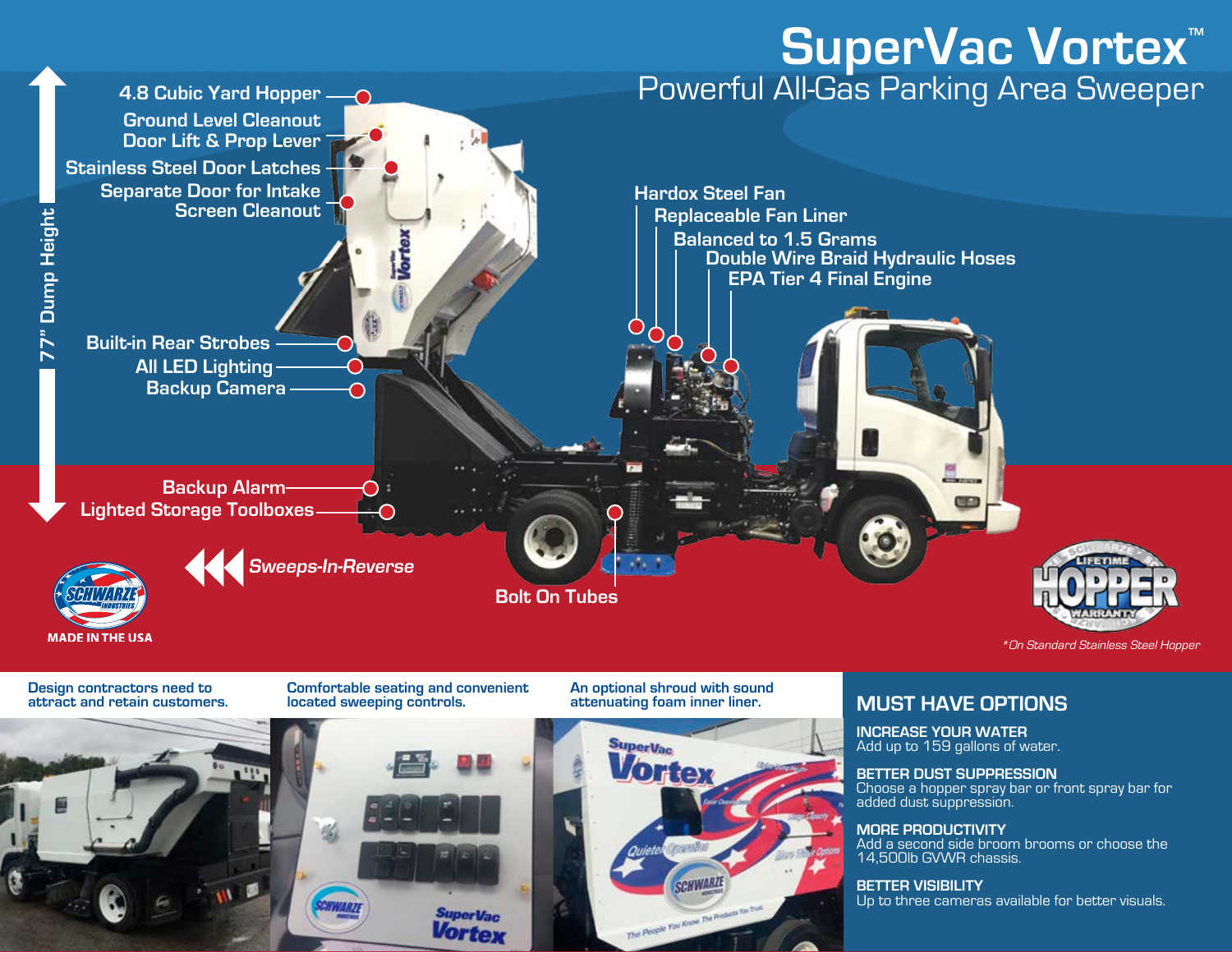# SuperVac Vortex™

## Powerful All-Gas Parking Area Sweeper

- 4.8 Cubic Yard Hopper
- Ground Level Cleanout Door Lift & Prop Lever
- Stainless Steel Door Latches
- Separate Door for Intake Screen Cleanout
- Built-in Rear Strobes
- All LED Lighting
- Backup Camera
- Backup Alarm
- Lighted Storage Toolboxes
- Hardox Steel Fan
- Replaceable Fan Liner
- Balanced to 1.5 Grams
- Double Wire Braid Hydraulic Hoses
- EPA Tier 4 Final Engine
- Bolt On Tubes

77" Dump Height

*Sweeps-In-Reverse*

MADE IN THE USA

LIFETIME HOPPER WARRANTY

*On Standard Stainless Steel Hopper*

Design contractors need to attract and retain customers.

Comfortable seating and convenient located sweeping controls.

An optional shroud with sound attenuating foam inner liner.

## MUST HAVE OPTIONS

**INCREASE YOUR WATER**
Add up to 159 gallons of water.

**BETTER DUST SUPPRESSION**
Choose a hopper spray bar or front spray bar for added dust suppression.

**MORE PRODUCTIVITY**
Add a second side broom brooms or choose the 14,500lb GVWR chassis.

**BETTER VISIBILITY**
Up to three cameras available for better visuals.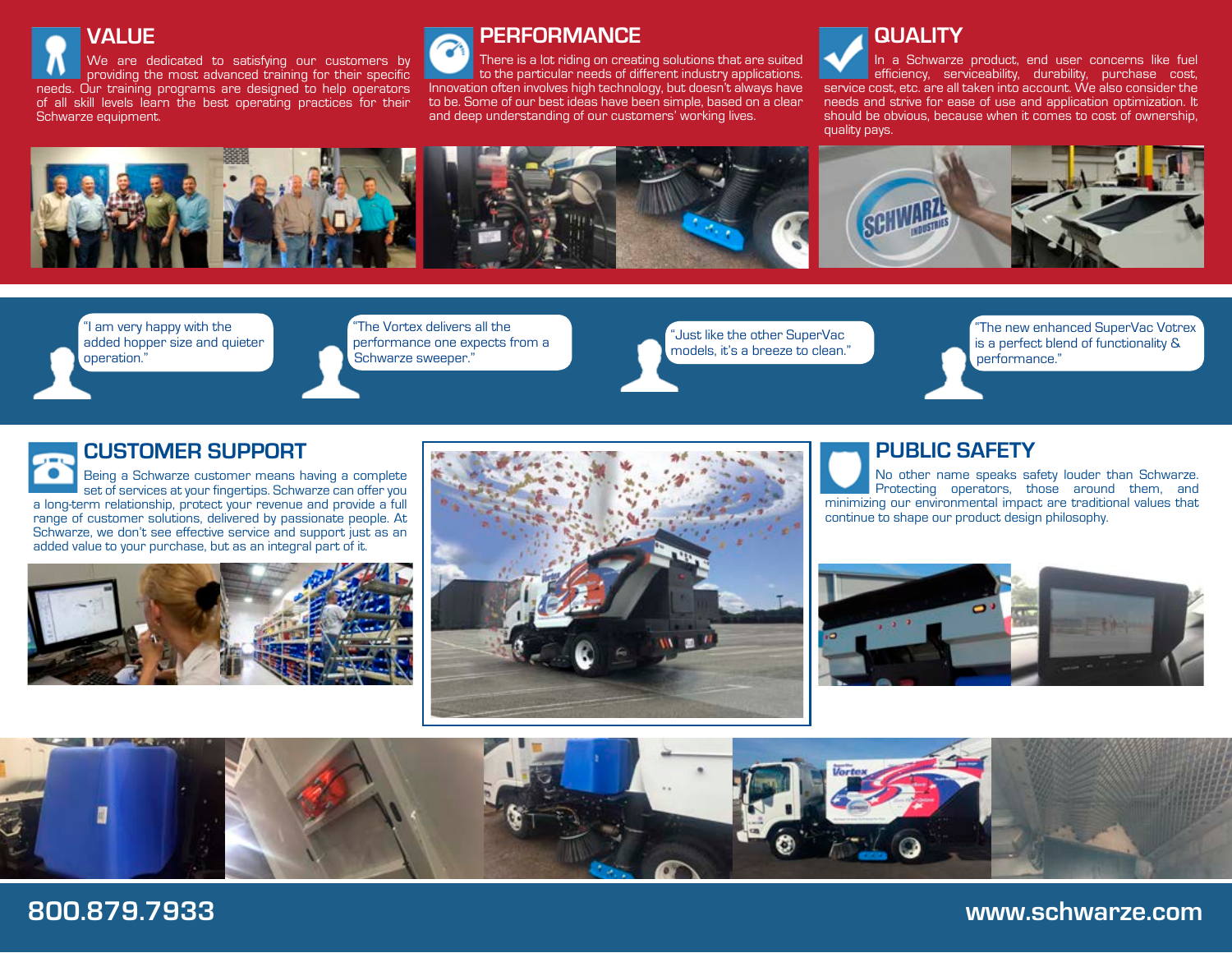## VALUE

We are dedicated to satisfying our customers by providing the most advanced training for their specific needs. Our training programs are designed to help operators of all skill levels learn the best operating practices for their Schwarze equipment.

## PERFORMANCE

There is a lot riding on creating solutions that are suited to the particular needs of different industry applications. Innovation often involves high technology, but doesn't always have to be. Some of our best ideas have been simple, based on a clear and deep understanding of our customers' working lives.

## QUALITY

In a Schwarze product, end user concerns like fuel efficiency, serviceability, durability, purchase cost, service cost, etc. are all taken into account. We also consider the needs and strive for ease of use and application optimization. It should be obvious, because when it comes to cost of ownership, quality pays.

"I am very happy with the added hopper size and quieter operation."

"The Vortex delivers all the performance one expects from a Schwarze sweeper."

"Just like the other SuperVac models, it's a breeze to clean."

"The new enhanced SuperVac Votrex is a perfect blend of functionality & performance."

## CUSTOMER SUPPORT

Being a Schwarze customer means having a complete set of services at your fingertips. Schwarze can offer you a long-term relationship, protect your revenue and provide a full range of customer solutions, delivered by passionate people. At Schwarze, we don't see effective service and support just as an added value to your purchase, but as an integral part of it.

## PUBLIC SAFETY

No other name speaks safety louder than Schwarze. Protecting operators, those around them, and minimizing our environmental impact are traditional values that continue to shape our product design philosophy.

800.879.7933

www.schwarze.com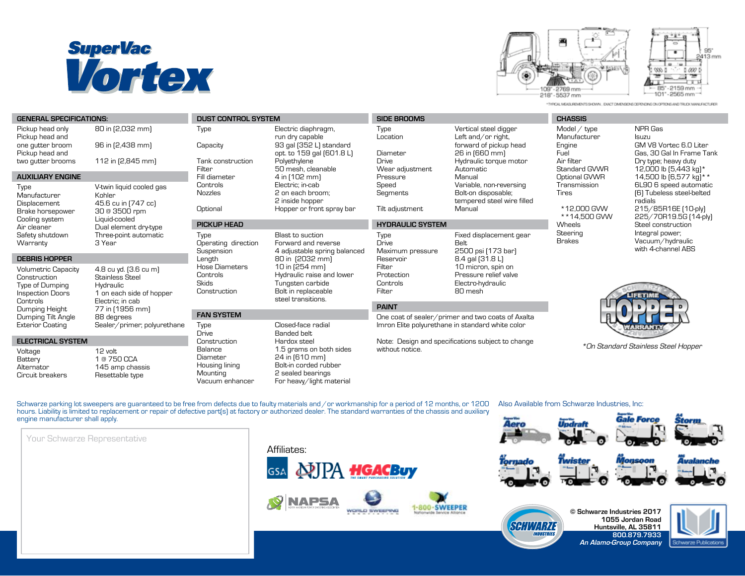# SuperVac Vortex

109" - 2769 mm
218" - 5537 mm
95" 2413 mm
85" - 2159 mm
101" - 2565 mm

*TYPICAL MEASUREMENTS SHOWN. EXACT DIMENSIONS DEPENDING ON OPTIONS AND TRUCK MANUFACTURER

## GENERAL SPECIFICATIONS:

| | |
|---|---|
| Pickup head only | 80 in (2,032 mm) |
| Pickup head and one gutter broom | 96 in (2,438 mm) |
| Pickup head and two gutter brooms | 112 in (2,845 mm) |

## AUXILIARY ENGINE

| | |
|---|---|
| Type | V-twin liquid cooled gas |
| Manufacturer | Kohler |
| Displacement | 45.6 cu in (747 cc) |
| Brake horsepower | 30 @ 3500 rpm |
| Cooling system | Liquid-cooled |
| Air cleaner | Dual element dry-type |
| Safety shutdown | Three-point automatic |
| Warranty | 3 Year |

## DEBRIS HOPPER

| | |
|---|---|
| Volumetric Capacity | 4.8 cu yd. (3.6 cu m) |
| Construction | Stainless Steel |
| Type of Dumping | Hydraulic |
| Inspection Doors | 1 on each side of hopper |
| Controls | Electric; in cab |
| Dumping Height | 77 in (1956 mm) |
| Dumping Tilt Angle | 88 degrees |
| Exterior Coating | Sealer/primer; polyurethane |

## ELECTRICAL SYSTEM

| | |
|---|---|
| Voltage | 12 volt |
| Battery | 1 @ 750 CCA |
| Alternator | 145 amp chassis |
| Circuit breakers | Resettable type |

## DUST CONTROL SYSTEM

| | |
|---|---|
| Type | Electric diaphragm, run dry capable |
| Capacity | 93 gal (352 L) standard opt. to 159 gal (601.8 L) |
| Tank construction | Polyethylene |
| Filter | 50 mesh, cleanable |
| Fill diameter | 4 in (102 mm) |
| Controls | Electric; in-cab |
| Nozzles | 2 on each broom; 2 inside hopper |
| Optional | Hopper or front spray bar |

## PICKUP HEAD

| | |
|---|---|
| Type | Blast to suction |
| Operating direction | Forward and reverse |
| Suspension | 4 adjustable spring balanced |
| Length | 80 in (2032 mm) |
| Hose Diameters | 10 in (254 mm) |
| Controls | Hydraulic raise and lower |
| Skids | Tungsten carbide |
| Construction | Bolt in replaceable steel transitions. |

## FAN SYSTEM

| | |
|---|---|
| Type | Closed-face radial |
| Drive | Banded belt |
| Construction | Hardox steel |
| Balance | 1.5 grams on both sides |
| Diameter | 24 in (610 mm) |
| Housing lining | Bolt-in corded rubber |
| Mounting | 2 sealed bearings |
| Vacuum enhancer | For heavy/light material |

## SIDE BROOMS

| | |
|---|---|
| Type | Vertical steel digger |
| Location | Left and/or right, forward of pickup head |
| Diameter | 26 in (660 mm) |
| Drive | Hydraulic torque motor |
| Wear adjustment | Automatic |
| Pressure | Manual |
| Speed | Variable, non-reversing |
| Segments | Bolt-on disposable; tempered steel wire filled |
| Tilt adjustment | Manual |

## HYDRAULIC SYSTEM

| | |
|---|---|
| Type | Fixed displacement gear |
| Drive | Belt |
| Maximum pressure | 2500 psi (173 bar) |
| Reservoir | 8.4 gal (31.8 L) |
| Filter | 10 micron, spin on |
| Protection | Pressure relief valve |
| Controls | Electro-hydraulic |
| Filter | 80 mesh |

## PAINT

One coat of sealer/primer and two coats of Axalta Imron Elite polyurethane in standard white color

Note: Design and specifications subject to change without notice.

## CHASSIS

| | |
|---|---|
| Model / type | NPR Gas |
| Manufacturer | Isuzu |
| Engine | GM V8 Vortec 6.0 Liter |
| Fuel | Gas, 30 Gal In Frame Tank |
| Air filter | Dry type; heavy duty |
| Standard GVWR | 12,000 lb (5,443 kg)* |
| Optional GVWR | 14,500 lb (6,577 kg)** |
| Transmission | 6L90 6 speed automatic |
| Tires | (6) Tubeless steel-belted radials |
| *12,000 GVW | 215/85R16E (10-ply) |
| **14,500 GVW | 225/70R19.5G (14-ply) |
| Wheels | Steel construction |
| Steering | Integral power; |
| Brakes | Vacuum/hydraulic with 4-channel ABS |

LIFETIME HOPPER WARRANTY

*On Standard Stainless Steel Hopper*

Schwarze parking lot sweepers are guaranteed to be free from defects due to faulty materials and/or workmanship for a period of 12 months, or 1200 hours. Liability is limited to replacement or repair of defective part(s) at factory or authorized dealer. The standard warranties of the chassis and auxiliary engine manufacturer shall apply.

Your Schwarze Representative

Affiliates:

GSA, NJPA, HGACBuy, NAPSA, World Sweeping Association, 1-800-SWEEPER Nationwide Service Alliance

Also Available from Schwarze Industries, Inc:

Aero, Updraft, Gale Force, Storm, Tornado, Twister, Monsoon, Avalanche

**© Schwarze Industries 2017**
**1055 Jordan Road**
**Huntsville, AL 35811**
**800.879.7933**
***An Alamo-Group Company***

Schwarze Publications